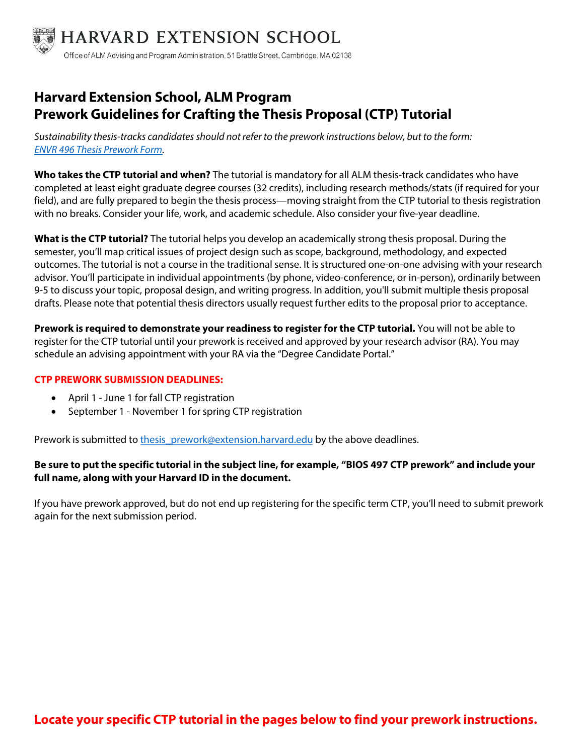HARVARD EXTENSION SCHOOL

Office of ALM Advising and Program Administration, 51 Brattle Street, Cambridge, MA 02138

# Harvard Extension School, ALM Program
# Prework Guidelines for Crafting the Thesis Proposal (CTP) Tutorial

*Sustainability thesis-tracks candidates should not refer to the prework instructions below, but to the form: [ENVR 496 Thesis Prework Form](ENVR 496 Thesis Prework Form).*

**Who takes the CTP tutorial and when?** The tutorial is mandatory for all ALM thesis-track candidates who have completed at least eight graduate degree courses (32 credits), including research methods/stats (if required for your field), and are fully prepared to begin the thesis process—moving straight from the CTP tutorial to thesis registration with no breaks. Consider your life, work, and academic schedule. Also consider your five-year deadline.

**What is the CTP tutorial?** The tutorial helps you develop an academically strong thesis proposal. During the semester, you'll map critical issues of project design such as scope, background, methodology, and expected outcomes. The tutorial is not a course in the traditional sense. It is structured one-on-one advising with your research advisor. You'll participate in individual appointments (by phone, video-conference, or in-person), ordinarily between 9-5 to discuss your topic, proposal design, and writing progress. In addition, you'll submit multiple thesis proposal drafts. Please note that potential thesis directors usually request further edits to the proposal prior to acceptance.

**Prework is required to demonstrate your readiness to register for the CTP tutorial.** You will not be able to register for the CTP tutorial until your prework is received and approved by your research advisor (RA). You may schedule an advising appointment with your RA via the "Degree Candidate Portal."

**CTP PREWORK SUBMISSION DEADLINES:**

- April 1 - June 1 for fall CTP registration
- September 1 - November 1 for spring CTP registration

Prework is submitted to [thesis_prework@extension.harvard.edu](mailto:thesis_prework@extension.harvard.edu) by the above deadlines.

**Be sure to put the specific tutorial in the subject line, for example, "BIOS 497 CTP prework" and include your full name, along with your Harvard ID in the document.**

If you have prework approved, but do not end up registering for the specific term CTP, you'll need to submit prework again for the next submission period.

**Locate your specific CTP tutorial in the pages below to find your prework instructions.**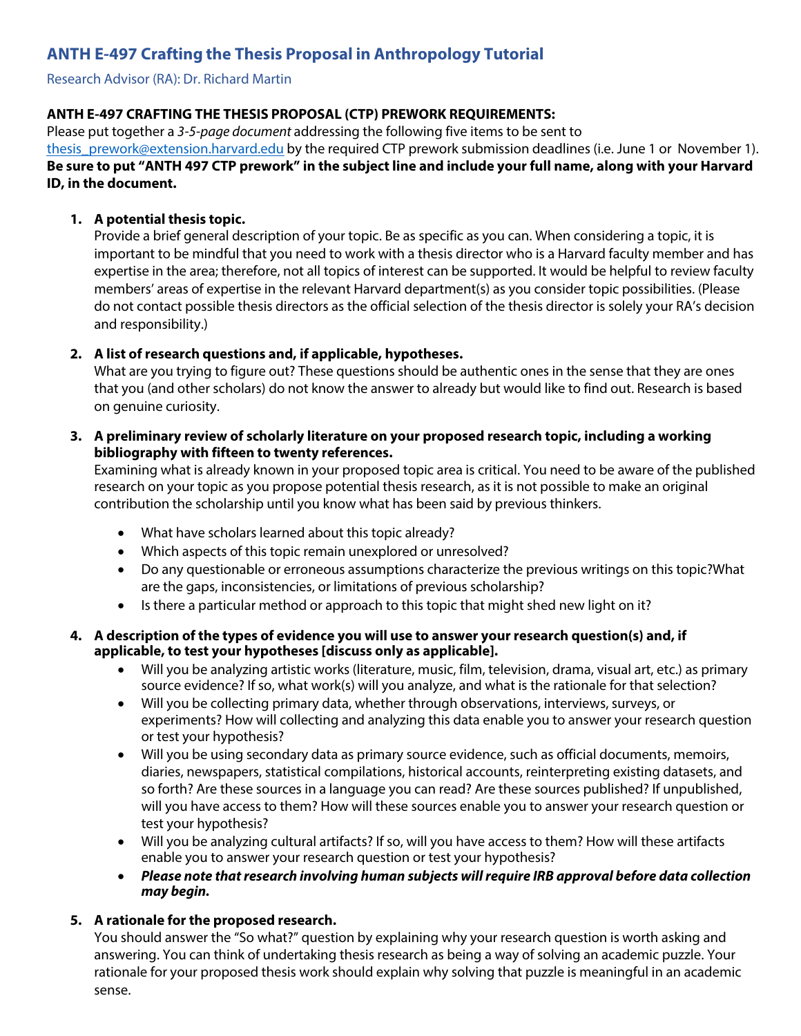## ANTH E-497 Crafting the Thesis Proposal in Anthropology Tutorial

Research Advisor (RA): Dr. Richard Martin

**ANTH E-497 CRAFTING THE THESIS PROPOSAL (CTP) PREWORK REQUIREMENTS:**

Please put together a *3-5-page document* addressing the following five items to be sent to [thesis_prework@extension.harvard.edu](mailto:thesis_prework@extension.harvard.edu) by the required CTP prework submission deadlines (i.e. June 1 or November 1). **Be sure to put "ANTH 497 CTP prework" in the subject line and include your full name, along with your Harvard ID, in the document.**

1. **A potential thesis topic.**
   Provide a brief general description of your topic. Be as specific as you can. When considering a topic, it is important to be mindful that you need to work with a thesis director who is a Harvard faculty member and has expertise in the area; therefore, not all topics of interest can be supported. It would be helpful to review faculty members' areas of expertise in the relevant Harvard department(s) as you consider topic possibilities. (Please do not contact possible thesis directors as the official selection of the thesis director is solely your RA's decision and responsibility.)

2. **A list of research questions and, if applicable, hypotheses.**
   What are you trying to figure out? These questions should be authentic ones in the sense that they are ones that you (and other scholars) do not know the answer to already but would like to find out. Research is based on genuine curiosity.

3. **A preliminary review of scholarly literature on your proposed research topic, including a working bibliography with fifteen to twenty references.**
   Examining what is already known in your proposed topic area is critical. You need to be aware of the published research on your topic as you propose potential thesis research, as it is not possible to make an original contribution the scholarship until you know what has been said by previous thinkers.
   - What have scholars learned about this topic already?
   - Which aspects of this topic remain unexplored or unresolved?
   - Do any questionable or erroneous assumptions characterize the previous writings on this topic?What are the gaps, inconsistencies, or limitations of previous scholarship?
   - Is there a particular method or approach to this topic that might shed new light on it?

4. **A description of the types of evidence you will use to answer your research question(s) and, if applicable, to test your hypotheses [discuss only as applicable].**
   - Will you be analyzing artistic works (literature, music, film, television, drama, visual art, etc.) as primary source evidence? If so, what work(s) will you analyze, and what is the rationale for that selection?
   - Will you be collecting primary data, whether through observations, interviews, surveys, or experiments? How will collecting and analyzing this data enable you to answer your research question or test your hypothesis?
   - Will you be using secondary data as primary source evidence, such as official documents, memoirs, diaries, newspapers, statistical compilations, historical accounts, reinterpreting existing datasets, and so forth? Are these sources in a language you can read? Are these sources published? If unpublished, will you have access to them? How will these sources enable you to answer your research question or test your hypothesis?
   - Will you be analyzing cultural artifacts? If so, will you have access to them? How will these artifacts enable you to answer your research question or test your hypothesis?
   - ***Please note that research involving human subjects will require IRB approval before data collection may begin.***

5. **A rationale for the proposed research.**
   You should answer the "So what?" question by explaining why your research question is worth asking and answering. You can think of undertaking thesis research as being a way of solving an academic puzzle. Your rationale for your proposed thesis work should explain why solving that puzzle is meaningful in an academic sense.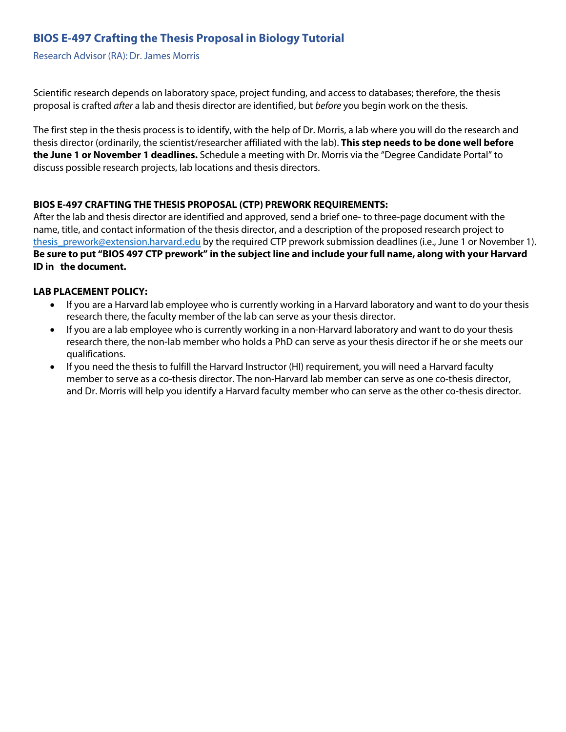## BIOS E-497 Crafting the Thesis Proposal in Biology Tutorial

Research Advisor (RA): Dr. James Morris

Scientific research depends on laboratory space, project funding, and access to databases; therefore, the thesis proposal is crafted *after* a lab and thesis director are identified, but *before* you begin work on the thesis.

The first step in the thesis process is to identify, with the help of Dr. Morris, a lab where you will do the research and thesis director (ordinarily, the scientist/researcher affiliated with the lab). **This step needs to be done well before the June 1 or November 1 deadlines.** Schedule a meeting with Dr. Morris via the "Degree Candidate Portal" to discuss possible research projects, lab locations and thesis directors.

**BIOS E-497 CRAFTING THE THESIS PROPOSAL (CTP) PREWORK REQUIREMENTS:**

After the lab and thesis director are identified and approved, send a brief one- to three-page document with the name, title, and contact information of the thesis director, and a description of the proposed research project to thesis_prework@extension.harvard.edu by the required CTP prework submission deadlines (i.e., June 1 or November 1). **Be sure to put "BIOS 497 CTP prework" in the subject line and include your full name, along with your Harvard ID in the document.**

**LAB PLACEMENT POLICY:**

- If you are a Harvard lab employee who is currently working in a Harvard laboratory and want to do your thesis research there, the faculty member of the lab can serve as your thesis director.
- If you are a lab employee who is currently working in a non-Harvard laboratory and want to do your thesis research there, the non-lab member who holds a PhD can serve as your thesis director if he or she meets our qualifications.
- If you need the thesis to fulfill the Harvard Instructor (HI) requirement, you will need a Harvard faculty member to serve as a co-thesis director. The non-Harvard lab member can serve as one co-thesis director, and Dr. Morris will help you identify a Harvard faculty member who can serve as the other co-thesis director.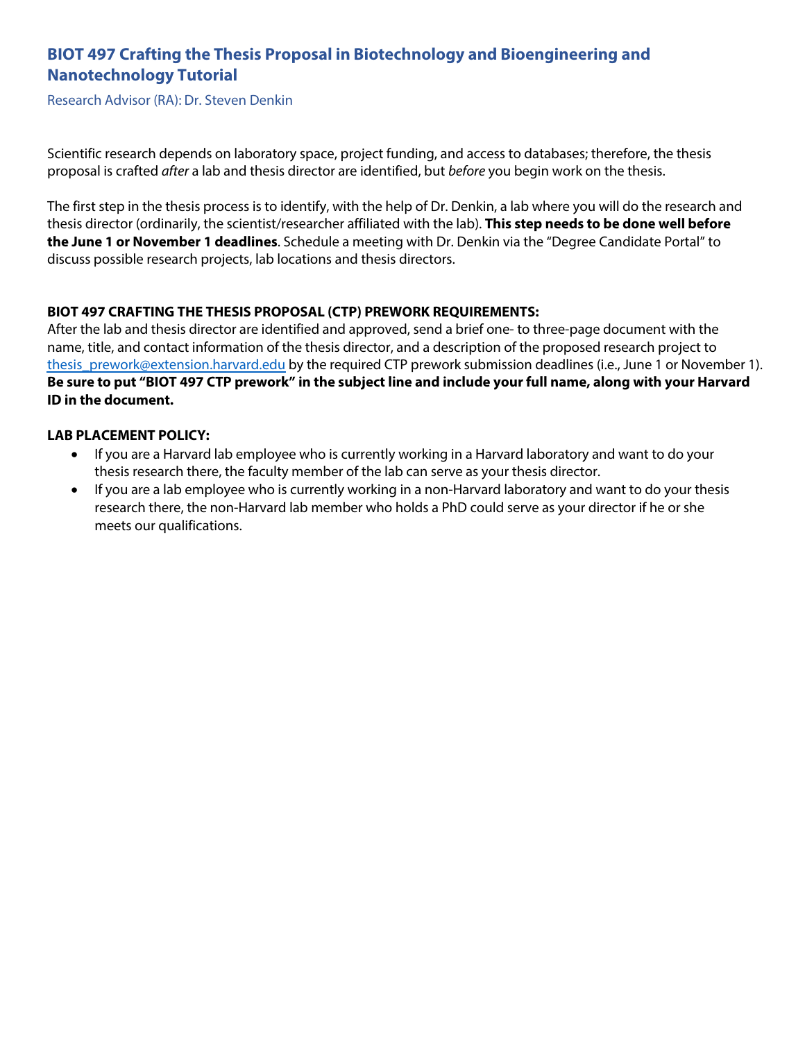## BIOT 497 Crafting the Thesis Proposal in Biotechnology and Bioengineering and Nanotechnology Tutorial

Research Advisor (RA): Dr. Steven Denkin

Scientific research depends on laboratory space, project funding, and access to databases; therefore, the thesis proposal is crafted *after* a lab and thesis director are identified, but *before* you begin work on the thesis.

The first step in the thesis process is to identify, with the help of Dr. Denkin, a lab where you will do the research and thesis director (ordinarily, the scientist/researcher affiliated with the lab). **This step needs to be done well before the June 1 or November 1 deadlines**. Schedule a meeting with Dr. Denkin via the "Degree Candidate Portal" to discuss possible research projects, lab locations and thesis directors.

**BIOT 497 CRAFTING THE THESIS PROPOSAL (CTP) PREWORK REQUIREMENTS:**

After the lab and thesis director are identified and approved, send a brief one- to three-page document with the name, title, and contact information of the thesis director, and a description of the proposed research project to thesis_prework@extension.harvard.edu by the required CTP prework submission deadlines (i.e., June 1 or November 1). **Be sure to put "BIOT 497 CTP prework" in the subject line and include your full name, along with your Harvard ID in the document.**

**LAB PLACEMENT POLICY:**

- If you are a Harvard lab employee who is currently working in a Harvard laboratory and want to do your thesis research there, the faculty member of the lab can serve as your thesis director.
- If you are a lab employee who is currently working in a non-Harvard laboratory and want to do your thesis research there, the non-Harvard lab member who holds a PhD could serve as your director if he or she meets our qualifications.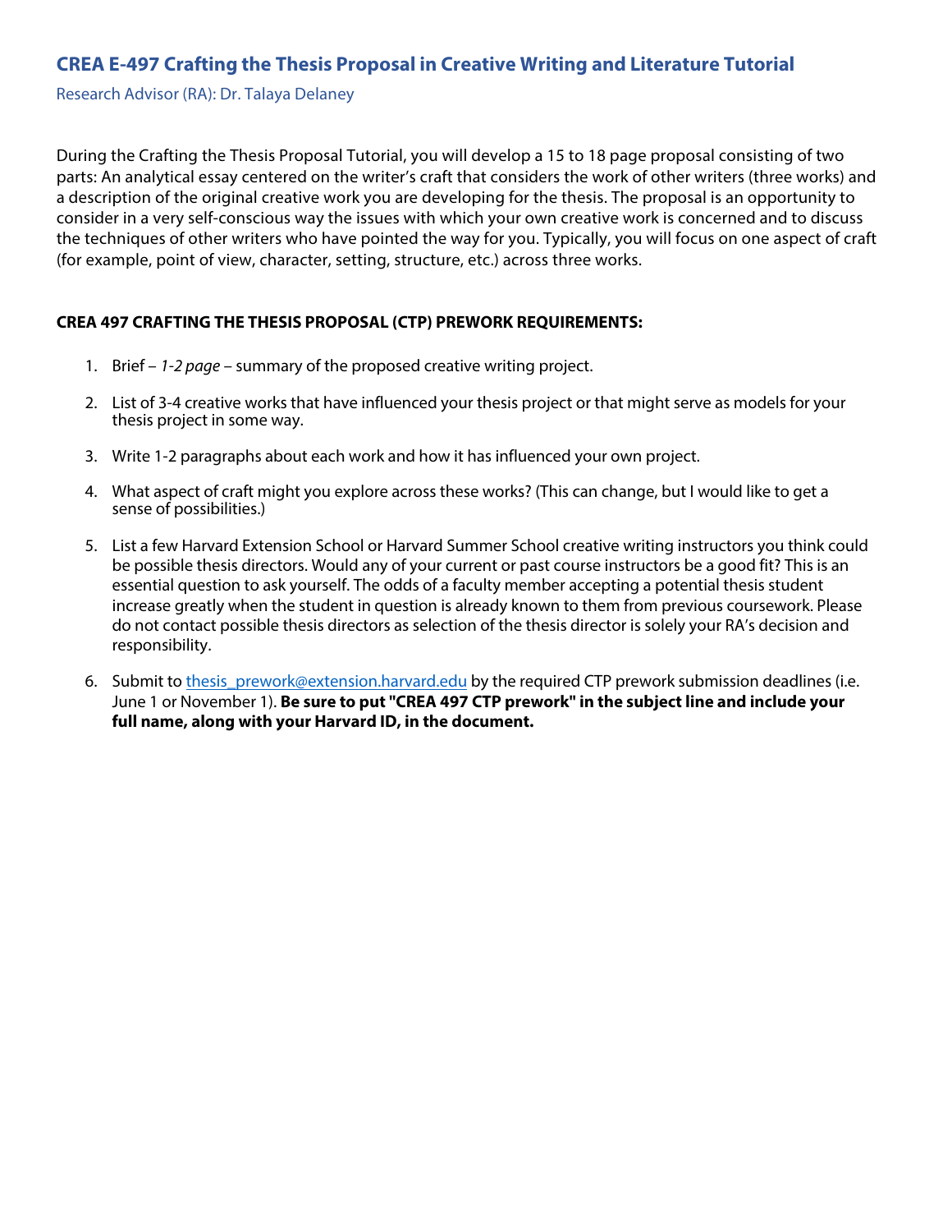## CREA E-497 Crafting the Thesis Proposal in Creative Writing and Literature Tutorial

Research Advisor (RA): Dr. Talaya Delaney

During the Crafting the Thesis Proposal Tutorial, you will develop a 15 to 18 page proposal consisting of two parts: An analytical essay centered on the writer's craft that considers the work of other writers (three works) and a description of the original creative work you are developing for the thesis. The proposal is an opportunity to consider in a very self-conscious way the issues with which your own creative work is concerned and to discuss the techniques of other writers who have pointed the way for you. Typically, you will focus on one aspect of craft (for example, point of view, character, setting, structure, etc.) across three works.

**CREA 497 CRAFTING THE THESIS PROPOSAL (CTP) PREWORK REQUIREMENTS:**

1. Brief – *1-2 page* – summary of the proposed creative writing project.
2. List of 3-4 creative works that have influenced your thesis project or that might serve as models for your thesis project in some way.
3. Write 1-2 paragraphs about each work and how it has influenced your own project.
4. What aspect of craft might you explore across these works? (This can change, but I would like to get a sense of possibilities.)
5. List a few Harvard Extension School or Harvard Summer School creative writing instructors you think could be possible thesis directors. Would any of your current or past course instructors be a good fit? This is an essential question to ask yourself. The odds of a faculty member accepting a potential thesis student increase greatly when the student in question is already known to them from previous coursework. Please do not contact possible thesis directors as selection of the thesis director is solely your RA's decision and responsibility.
6. Submit to thesis_prework@extension.harvard.edu by the required CTP prework submission deadlines (i.e. June 1 or November 1). **Be sure to put "CREA 497 CTP prework" in the subject line and include your full name, along with your Harvard ID, in the document.**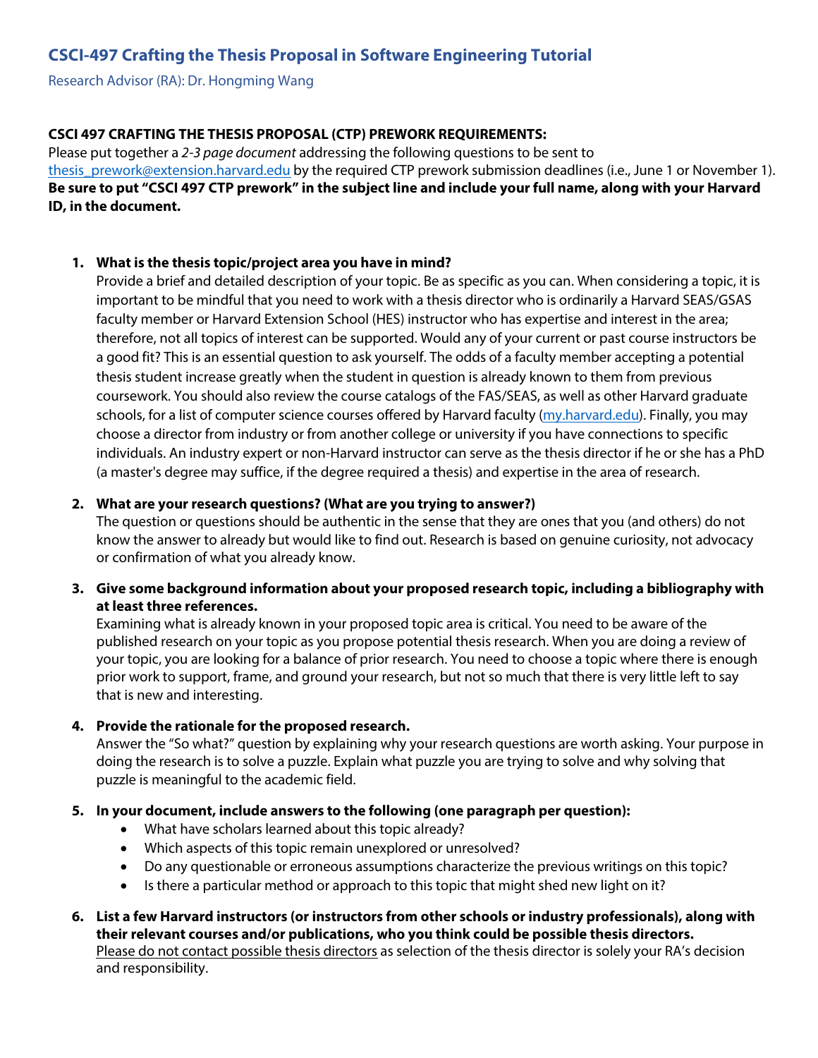## CSCI-497 Crafting the Thesis Proposal in Software Engineering Tutorial

Research Advisor (RA): Dr. Hongming Wang

**CSCI 497 CRAFTING THE THESIS PROPOSAL (CTP) PREWORK REQUIREMENTS:**
Please put together a *2-3 page document* addressing the following questions to be sent to thesis_prework@extension.harvard.edu by the required CTP prework submission deadlines (i.e., June 1 or November 1). **Be sure to put "CSCI 497 CTP prework" in the subject line and include your full name, along with your Harvard ID, in the document.**

1. **What is the thesis topic/project area you have in mind?**
   Provide a brief and detailed description of your topic. Be as specific as you can. When considering a topic, it is important to be mindful that you need to work with a thesis director who is ordinarily a Harvard SEAS/GSAS faculty member or Harvard Extension School (HES) instructor who has expertise and interest in the area; therefore, not all topics of interest can be supported. Would any of your current or past course instructors be a good fit? This is an essential question to ask yourself. The odds of a faculty member accepting a potential thesis student increase greatly when the student in question is already known to them from previous coursework. You should also review the course catalogs of the FAS/SEAS, as well as other Harvard graduate schools, for a list of computer science courses offered by Harvard faculty (my.harvard.edu). Finally, you may choose a director from industry or from another college or university if you have connections to specific individuals. An industry expert or non-Harvard instructor can serve as the thesis director if he or she has a PhD (a master's degree may suffice, if the degree required a thesis) and expertise in the area of research.

2. **What are your research questions? (What are you trying to answer?)**
   The question or questions should be authentic in the sense that they are ones that you (and others) do not know the answer to already but would like to find out. Research is based on genuine curiosity, not advocacy or confirmation of what you already know.

3. **Give some background information about your proposed research topic, including a bibliography with at least three references.**
   Examining what is already known in your proposed topic area is critical. You need to be aware of the published research on your topic as you propose potential thesis research. When you are doing a review of your topic, you are looking for a balance of prior research. You need to choose a topic where there is enough prior work to support, frame, and ground your research, but not so much that there is very little left to say that is new and interesting.

4. **Provide the rationale for the proposed research.**
   Answer the "So what?" question by explaining why your research questions are worth asking. Your purpose in doing the research is to solve a puzzle. Explain what puzzle you are trying to solve and why solving that puzzle is meaningful to the academic field.

5. **In your document, include answers to the following (one paragraph per question):**
   - What have scholars learned about this topic already?
   - Which aspects of this topic remain unexplored or unresolved?
   - Do any questionable or erroneous assumptions characterize the previous writings on this topic?
   - Is there a particular method or approach to this topic that might shed new light on it?

6. **List a few Harvard instructors (or instructors from other schools or industry professionals), along with their relevant courses and/or publications, who you think could be possible thesis directors.**
   <u>Please do not contact possible thesis directors</u> as selection of the thesis director is solely your RA's decision and responsibility.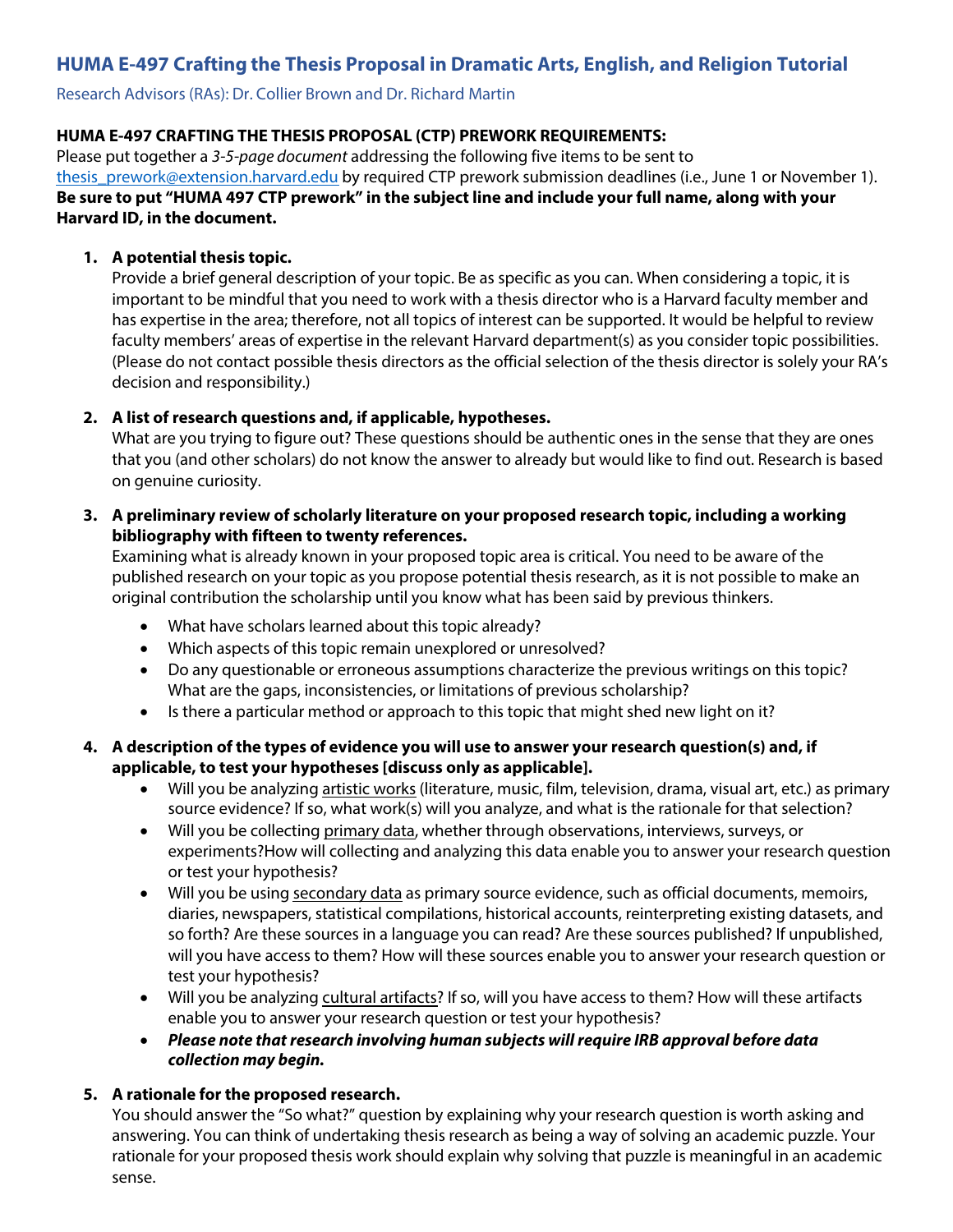## HUMA E-497 Crafting the Thesis Proposal in Dramatic Arts, English, and Religion Tutorial

Research Advisors (RAs): Dr. Collier Brown and Dr. Richard Martin

**HUMA E-497 CRAFTING THE THESIS PROPOSAL (CTP) PREWORK REQUIREMENTS:**

Please put together a *3-5-page document* addressing the following five items to be sent to thesis_prework@extension.harvard.edu by required CTP prework submission deadlines (i.e., June 1 or November 1). **Be sure to put "HUMA 497 CTP prework" in the subject line and include your full name, along with your Harvard ID, in the document.**

1. **A potential thesis topic.**
   Provide a brief general description of your topic. Be as specific as you can. When considering a topic, it is important to be mindful that you need to work with a thesis director who is a Harvard faculty member and has expertise in the area; therefore, not all topics of interest can be supported. It would be helpful to review faculty members' areas of expertise in the relevant Harvard department(s) as you consider topic possibilities. (Please do not contact possible thesis directors as the official selection of the thesis director is solely your RA's decision and responsibility.)

2. **A list of research questions and, if applicable, hypotheses.**
   What are you trying to figure out? These questions should be authentic ones in the sense that they are ones that you (and other scholars) do not know the answer to already but would like to find out. Research is based on genuine curiosity.

3. **A preliminary review of scholarly literature on your proposed research topic, including a working bibliography with fifteen to twenty references.**
   Examining what is already known in your proposed topic area is critical. You need to be aware of the published research on your topic as you propose potential thesis research, as it is not possible to make an original contribution the scholarship until you know what has been said by previous thinkers.
   - What have scholars learned about this topic already?
   - Which aspects of this topic remain unexplored or unresolved?
   - Do any questionable or erroneous assumptions characterize the previous writings on this topic? What are the gaps, inconsistencies, or limitations of previous scholarship?
   - Is there a particular method or approach to this topic that might shed new light on it?

4. **A description of the types of evidence you will use to answer your research question(s) and, if applicable, to test your hypotheses [discuss only as applicable].**
   - Will you be analyzing artistic works (literature, music, film, television, drama, visual art, etc.) as primary source evidence? If so, what work(s) will you analyze, and what is the rationale for that selection?
   - Will you be collecting primary data, whether through observations, interviews, surveys, or experiments?How will collecting and analyzing this data enable you to answer your research question or test your hypothesis?
   - Will you be using secondary data as primary source evidence, such as official documents, memoirs, diaries, newspapers, statistical compilations, historical accounts, reinterpreting existing datasets, and so forth? Are these sources in a language you can read? Are these sources published? If unpublished, will you have access to them? How will these sources enable you to answer your research question or test your hypothesis?
   - Will you be analyzing cultural artifacts? If so, will you have access to them? How will these artifacts enable you to answer your research question or test your hypothesis?
   - ***Please note that research involving human subjects will require IRB approval before data collection may begin.***

5. **A rationale for the proposed research.**
   You should answer the "So what?" question by explaining why your research question is worth asking and answering. You can think of undertaking thesis research as being a way of solving an academic puzzle. Your rationale for your proposed thesis work should explain why solving that puzzle is meaningful in an academic sense.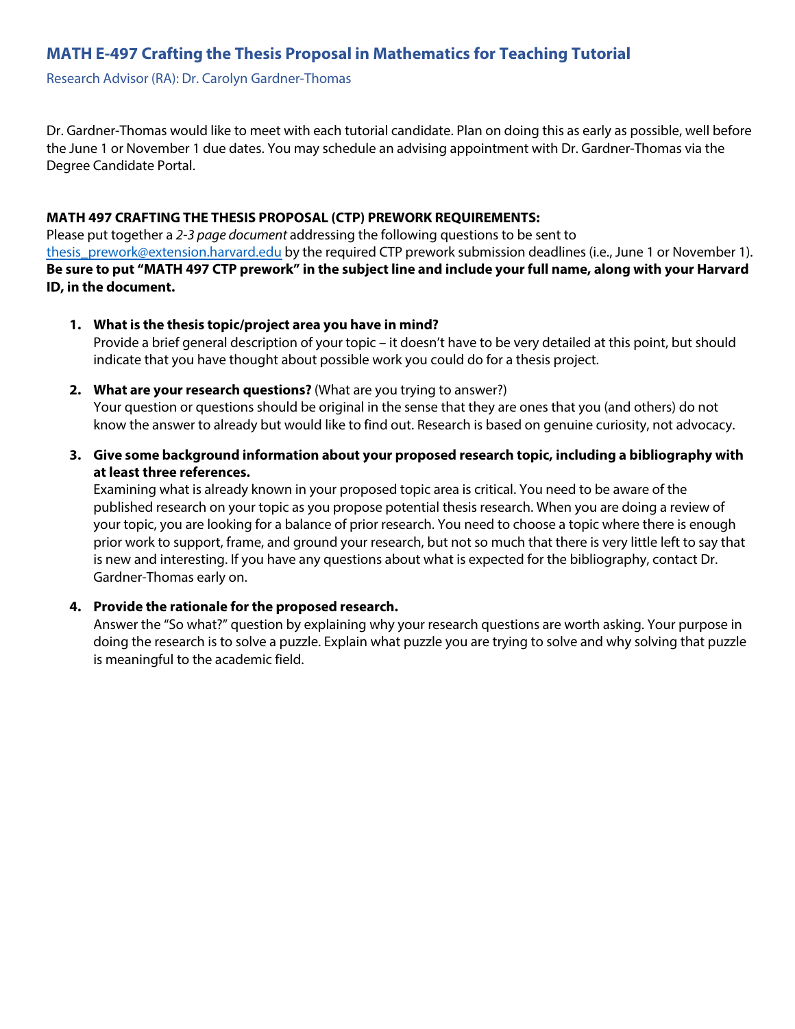## MATH E-497 Crafting the Thesis Proposal in Mathematics for Teaching Tutorial

Research Advisor (RA): Dr. Carolyn Gardner-Thomas

Dr. Gardner-Thomas would like to meet with each tutorial candidate. Plan on doing this as early as possible, well before the June 1 or November 1 due dates. You may schedule an advising appointment with Dr. Gardner-Thomas via the Degree Candidate Portal.

**MATH 497 CRAFTING THE THESIS PROPOSAL (CTP) PREWORK REQUIREMENTS:**

Please put together a *2-3 page document* addressing the following questions to be sent to thesis_prework@extension.harvard.edu by the required CTP prework submission deadlines (i.e., June 1 or November 1). **Be sure to put "MATH 497 CTP prework" in the subject line and include your full name, along with your Harvard ID, in the document.**

1. **What is the thesis topic/project area you have in mind?**
   Provide a brief general description of your topic – it doesn't have to be very detailed at this point, but should indicate that you have thought about possible work you could do for a thesis project.

2. **What are your research questions?** (What are you trying to answer?)
   Your question or questions should be original in the sense that they are ones that you (and others) do not know the answer to already but would like to find out. Research is based on genuine curiosity, not advocacy.

3. **Give some background information about your proposed research topic, including a bibliography with at least three references.**
   Examining what is already known in your proposed topic area is critical. You need to be aware of the published research on your topic as you propose potential thesis research. When you are doing a review of your topic, you are looking for a balance of prior research. You need to choose a topic where there is enough prior work to support, frame, and ground your research, but not so much that there is very little left to say that is new and interesting. If you have any questions about what is expected for the bibliography, contact Dr. Gardner-Thomas early on.

4. **Provide the rationale for the proposed research.**
   Answer the "So what?" question by explaining why your research questions are worth asking. Your purpose in doing the research is to solve a puzzle. Explain what puzzle you are trying to solve and why solving that puzzle is meaningful to the academic field.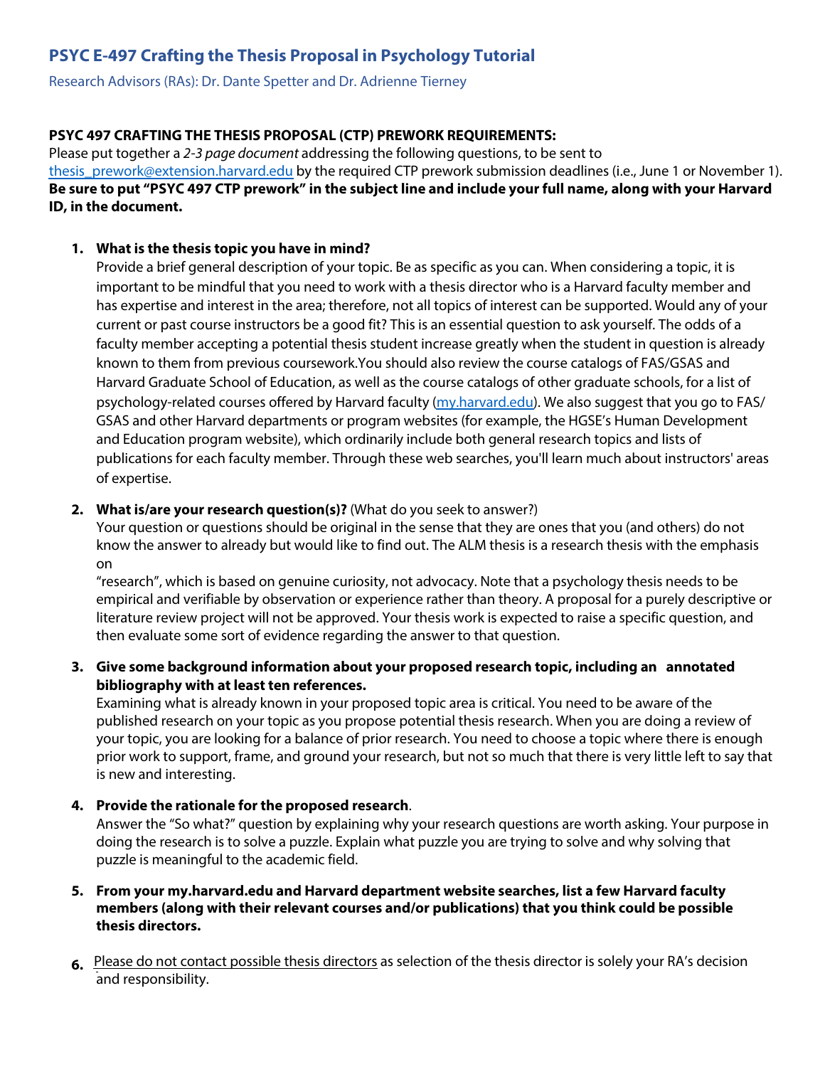# PSYC E-497 Crafting the Thesis Proposal in Psychology Tutorial

Research Advisors (RAs): Dr. Dante Spetter and Dr. Adrienne Tierney

**PSYC 497 CRAFTING THE THESIS PROPOSAL (CTP) PREWORK REQUIREMENTS:**

Please put together a *2-3 page document* addressing the following questions, to be sent to thesis_prework@extension.harvard.edu by the required CTP prework submission deadlines (i.e., June 1 or November 1). **Be sure to put "PSYC 497 CTP prework" in the subject line and include your full name, along with your Harvard ID, in the document.**

1. **What is the thesis topic you have in mind?**
   Provide a brief general description of your topic. Be as specific as you can. When considering a topic, it is important to be mindful that you need to work with a thesis director who is a Harvard faculty member and has expertise and interest in the area; therefore, not all topics of interest can be supported. Would any of your current or past course instructors be a good fit? This is an essential question to ask yourself. The odds of a faculty member accepting a potential thesis student increase greatly when the student in question is already known to them from previous coursework.You should also review the course catalogs of FAS/GSAS and Harvard Graduate School of Education, as well as the course catalogs of other graduate schools, for a list of psychology-related courses offered by Harvard faculty (my.harvard.edu). We also suggest that you go to FAS/ GSAS and other Harvard departments or program websites (for example, the HGSE's Human Development and Education program website), which ordinarily include both general research topics and lists of publications for each faculty member. Through these web searches, you'll learn much about instructors' areas of expertise.

2. **What is/are your research question(s)?** (What do you seek to answer?)
   Your question or questions should be original in the sense that they are ones that you (and others) do not know the answer to already but would like to find out. The ALM thesis is a research thesis with the emphasis on "research", which is based on genuine curiosity, not advocacy. Note that a psychology thesis needs to be empirical and verifiable by observation or experience rather than theory. A proposal for a purely descriptive or literature review project will not be approved. Your thesis work is expected to raise a specific question, and then evaluate some sort of evidence regarding the answer to that question.

3. **Give some background information about your proposed research topic, including an annotated bibliography with at least ten references.**
   Examining what is already known in your proposed topic area is critical. You need to be aware of the published research on your topic as you propose potential thesis research. When you are doing a review of your topic, you are looking for a balance of prior research. You need to choose a topic where there is enough prior work to support, frame, and ground your research, but not so much that there is very little left to say that is new and interesting.

4. **Provide the rationale for the proposed research**.
   Answer the "So what?" question by explaining why your research questions are worth asking. Your purpose in doing the research is to solve a puzzle. Explain what puzzle you are trying to solve and why solving that puzzle is meaningful to the academic field.

5. **From your my.harvard.edu and Harvard department website searches, list a few Harvard faculty members (along with their relevant courses and/or publications) that you think could be possible thesis directors.**

6. Please do not contact possible thesis directors as selection of the thesis director is solely your RA's decision and responsibility.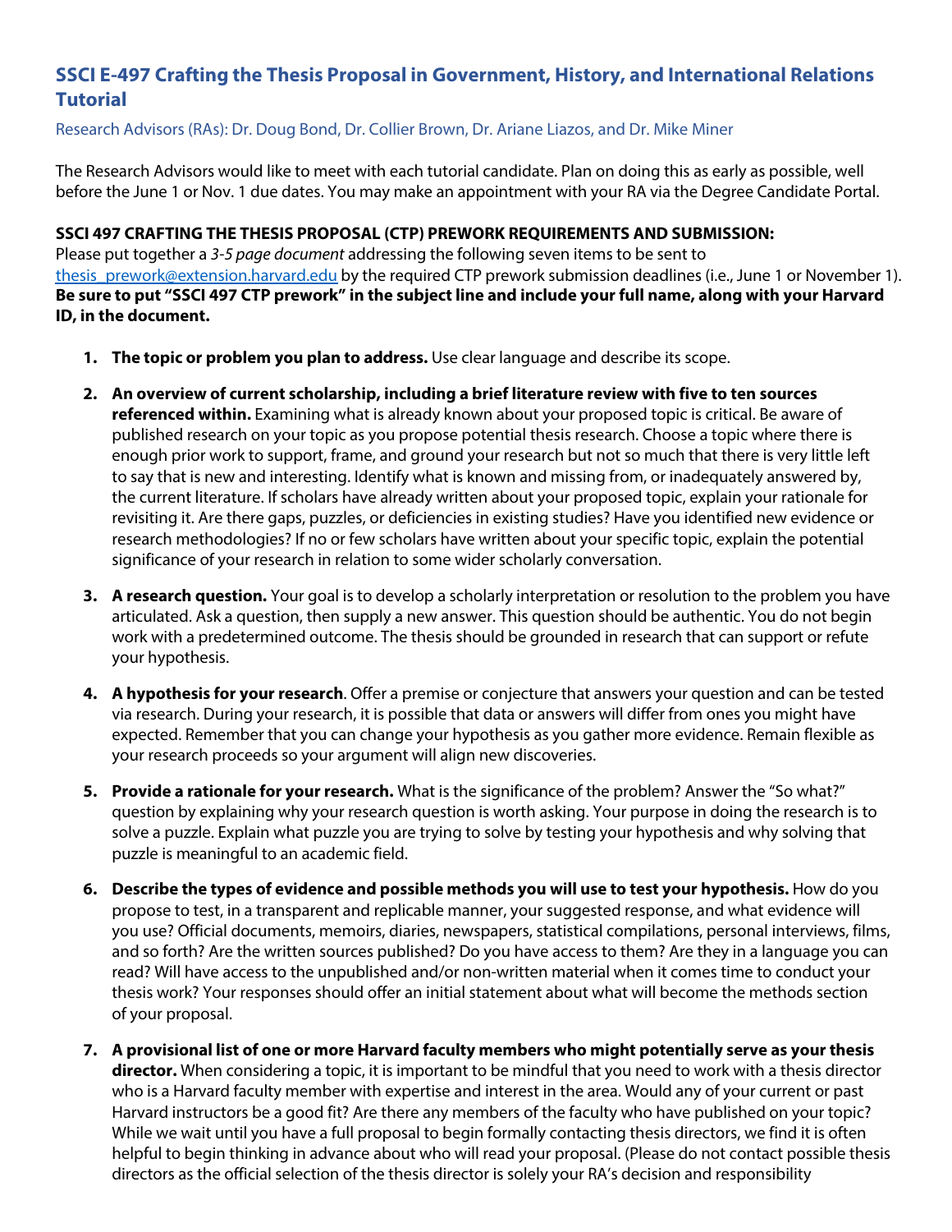## SSCI E-497 Crafting the Thesis Proposal in Government, History, and International Relations Tutorial

Research Advisors (RAs): Dr. Doug Bond, Dr. Collier Brown, Dr. Ariane Liazos, and Dr. Mike Miner

The Research Advisors would like to meet with each tutorial candidate. Plan on doing this as early as possible, well before the June 1 or Nov. 1 due dates. You may make an appointment with your RA via the Degree Candidate Portal.

**SSCI 497 CRAFTING THE THESIS PROPOSAL (CTP) PREWORK REQUIREMENTS AND SUBMISSION:**
Please put together a *3-5 page document* addressing the following seven items to be sent to thesis_prework@extension.harvard.edu by the required CTP prework submission deadlines (i.e., June 1 or November 1). **Be sure to put "SSCI 497 CTP prework" in the subject line and include your full name, along with your Harvard ID, in the document.**

1. **The topic or problem you plan to address.** Use clear language and describe its scope.
2. **An overview of current scholarship, including a brief literature review with five to ten sources referenced within.** Examining what is already known about your proposed topic is critical. Be aware of published research on your topic as you propose potential thesis research. Choose a topic where there is enough prior work to support, frame, and ground your research but not so much that there is very little left to say that is new and interesting. Identify what is known and missing from, or inadequately answered by, the current literature. If scholars have already written about your proposed topic, explain your rationale for revisiting it. Are there gaps, puzzles, or deficiencies in existing studies? Have you identified new evidence or research methodologies? If no or few scholars have written about your specific topic, explain the potential significance of your research in relation to some wider scholarly conversation.
3. **A research question.** Your goal is to develop a scholarly interpretation or resolution to the problem you have articulated. Ask a question, then supply a new answer. This question should be authentic. You do not begin work with a predetermined outcome. The thesis should be grounded in research that can support or refute your hypothesis.
4. **A hypothesis for your research**. Offer a premise or conjecture that answers your question and can be tested via research. During your research, it is possible that data or answers will differ from ones you might have expected. Remember that you can change your hypothesis as you gather more evidence. Remain flexible as your research proceeds so your argument will align new discoveries.
5. **Provide a rationale for your research.** What is the significance of the problem? Answer the "So what?" question by explaining why your research question is worth asking. Your purpose in doing the research is to solve a puzzle. Explain what puzzle you are trying to solve by testing your hypothesis and why solving that puzzle is meaningful to an academic field.
6. **Describe the types of evidence and possible methods you will use to test your hypothesis.** How do you propose to test, in a transparent and replicable manner, your suggested response, and what evidence will you use? Official documents, memoirs, diaries, newspapers, statistical compilations, personal interviews, films, and so forth? Are the written sources published? Do you have access to them? Are they in a language you can read? Will have access to the unpublished and/or non-written material when it comes time to conduct your thesis work? Your responses should offer an initial statement about what will become the methods section of your proposal.
7. **A provisional list of one or more Harvard faculty members who might potentially serve as your thesis director.** When considering a topic, it is important to be mindful that you need to work with a thesis director who is a Harvard faculty member with expertise and interest in the area. Would any of your current or past Harvard instructors be a good fit? Are there any members of the faculty who have published on your topic? While we wait until you have a full proposal to begin formally contacting thesis directors, we find it is often helpful to begin thinking in advance about who will read your proposal. (Please do not contact possible thesis directors as the official selection of the thesis director is solely your RA's decision and responsibility